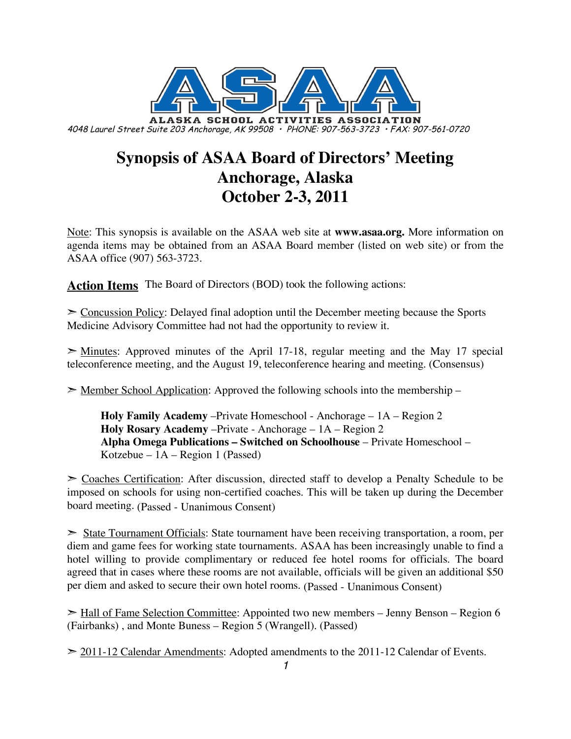**ALASKA SCHOOL ACTIVITIES ASSOCIATION**

*4048 Laurel Street Suite 203 Anchorage, AK 99508 • PHONE: 907-563-3723 • FAX: 907-561-0720*

# Synopsis of ASAA Board of Directors' Meeting
# Anchorage, Alaska
# October 2-3, 2011

Note: This synopsis is available on the ASAA web site at **www.asaa.org.** More information on agenda items may be obtained from an ASAA Board member (listed on web site) or from the ASAA office (907) 563-3723.

## Action Items

The Board of Directors (BOD) took the following actions:

➢ Concussion Policy: Delayed final adoption until the December meeting because the Sports Medicine Advisory Committee had not had the opportunity to review it.

➢ Minutes: Approved minutes of the April 17-18, regular meeting and the May 17 special teleconference meeting, and the August 19, teleconference hearing and meeting. (Consensus)

➢ Member School Application: Approved the following schools into the membership –

> **Holy Family Academy** –Private Homeschool - Anchorage – 1A – Region 2
> **Holy Rosary Academy** –Private - Anchorage – 1A – Region 2
> **Alpha Omega Publications – Switched on Schoolhouse** – Private Homeschool – Kotzebue – 1A – Region 1 (Passed)

➢ Coaches Certification: After discussion, directed staff to develop a Penalty Schedule to be imposed on schools for using non-certified coaches. This will be taken up during the December board meeting. (Passed - Unanimous Consent)

➢ State Tournament Officials: State tournament have been receiving transportation, a room, per diem and game fees for working state tournaments. ASAA has been increasingly unable to find a hotel willing to provide complimentary or reduced fee hotel rooms for officials. The board agreed that in cases where these rooms are not available, officials will be given an additional $50 per diem and asked to secure their own hotel rooms. (Passed - Unanimous Consent)

➢ Hall of Fame Selection Committee: Appointed two new members – Jenny Benson – Region 6 (Fairbanks) , and Monte Buness – Region 5 (Wrangell). (Passed)

➢ 2011-12 Calendar Amendments: Adopted amendments to the 2011-12 Calendar of Events.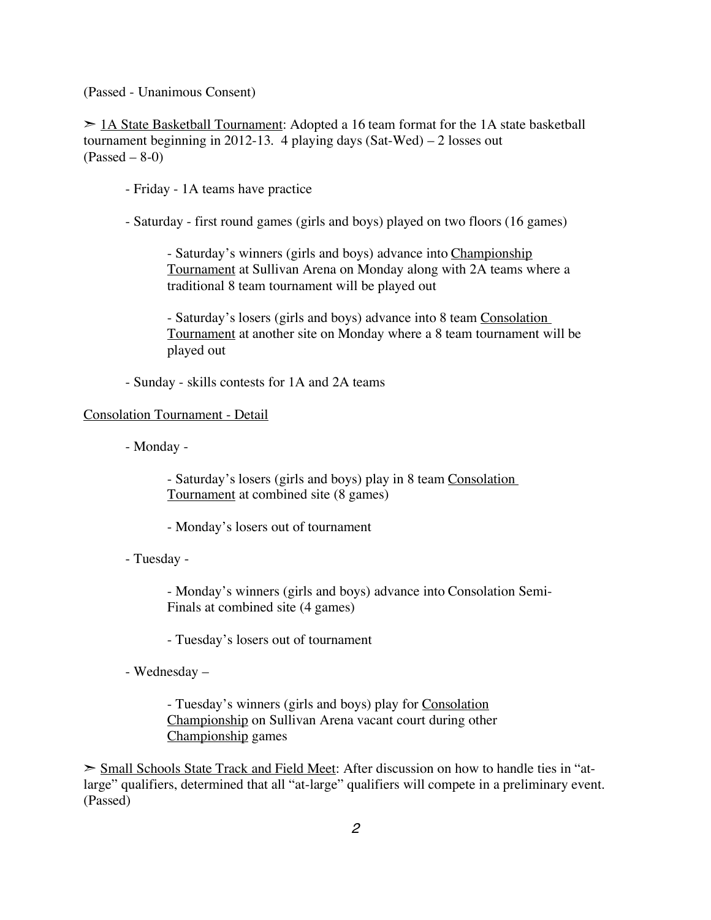(Passed - Unanimous Consent)

➢ <u>1A State Basketball Tournament</u>: Adopted a 16 team format for the 1A state basketball tournament beginning in 2012-13. 4 playing days (Sat-Wed) – 2 losses out (Passed – 8-0)

- Friday - 1A teams have practice

- Saturday - first round games (girls and boys) played on two floors (16 games)

    - Saturday's winners (girls and boys) advance into <u>Championship Tournament</u> at Sullivan Arena on Monday along with 2A teams where a traditional 8 team tournament will be played out

    - Saturday's losers (girls and boys) advance into 8 team <u>Consolation Tournament</u> at another site on Monday where a 8 team tournament will be played out

- Sunday - skills contests for 1A and 2A teams

<u>Consolation Tournament - Detail</u>

- Monday -

    - Saturday's losers (girls and boys) play in 8 team <u>Consolation Tournament</u> at combined site (8 games)

    - Monday's losers out of tournament

- Tuesday -

    - Monday's winners (girls and boys) advance into Consolation Semi-Finals at combined site (4 games)

    - Tuesday's losers out of tournament

- Wednesday –

    - Tuesday's winners (girls and boys) play for <u>Consolation Championship</u> on Sullivan Arena vacant court during other <u>Championship</u> games

➢ <u>Small Schools State Track and Field Meet</u>: After discussion on how to handle ties in "at-large" qualifiers, determined that all "at-large" qualifiers will compete in a preliminary event. (Passed)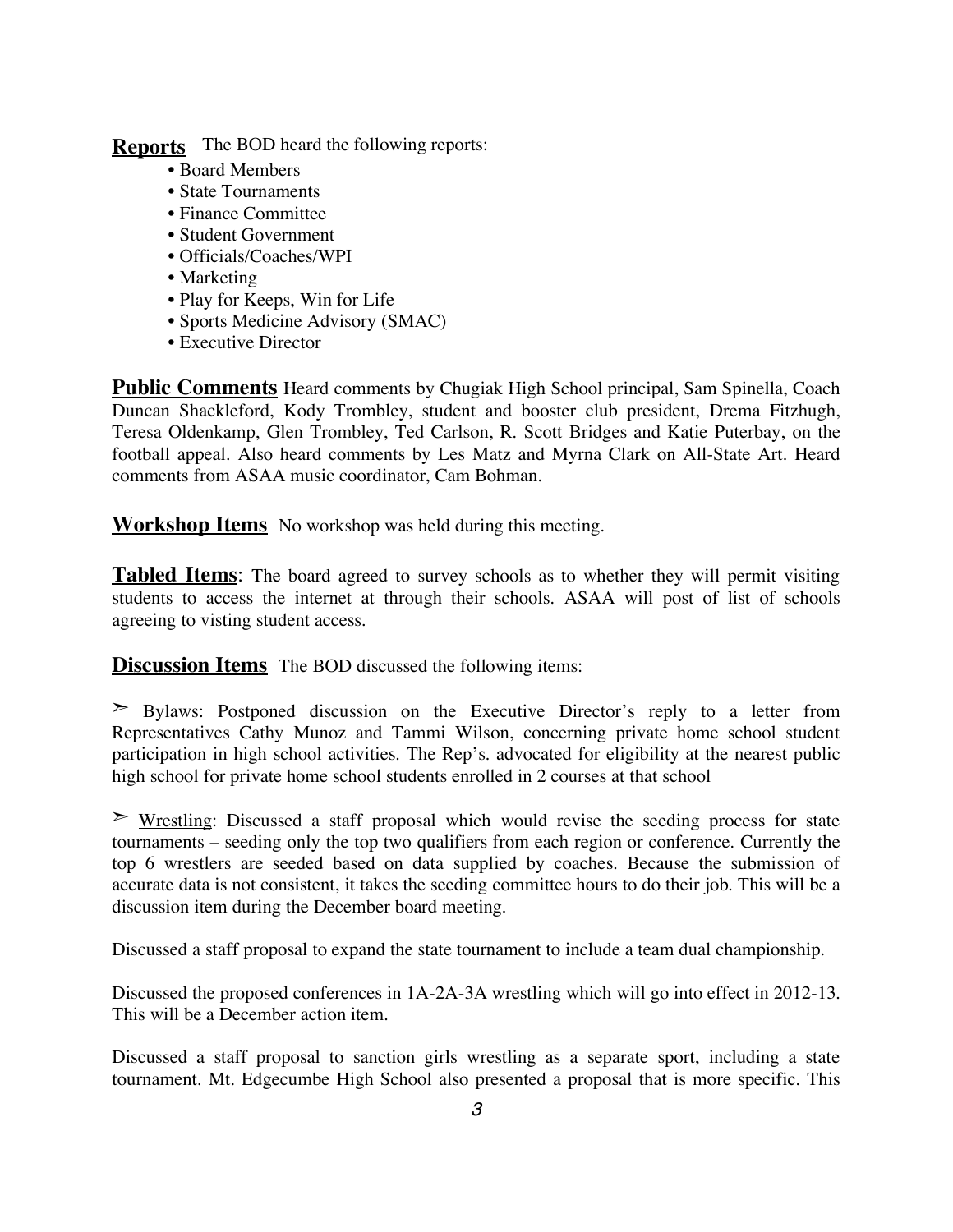**Reports** The BOD heard the following reports:

- Board Members
- State Tournaments
- Finance Committee
- Student Government
- Officials/Coaches/WPI
- Marketing
- Play for Keeps, Win for Life
- Sports Medicine Advisory (SMAC)
- Executive Director

**Public Comments** Heard comments by Chugiak High School principal, Sam Spinella, Coach Duncan Shackleford, Kody Trombley, student and booster club president, Drema Fitzhugh, Teresa Oldenkamp, Glen Trombley, Ted Carlson, R. Scott Bridges and Katie Puterbay, on the football appeal. Also heard comments by Les Matz and Myrna Clark on All-State Art. Heard comments from ASAA music coordinator, Cam Bohman.

**Workshop Items** No workshop was held during this meeting.

**Tabled Items**: The board agreed to survey schools as to whether they will permit visiting students to access the internet at through their schools. ASAA will post of list of schools agreeing to visting student access.

**Discussion Items** The BOD discussed the following items:

➢ Bylaws: Postponed discussion on the Executive Director's reply to a letter from Representatives Cathy Munoz and Tammi Wilson, concerning private home school student participation in high school activities. The Rep's. advocated for eligibility at the nearest public high school for private home school students enrolled in 2 courses at that school

➢ Wrestling: Discussed a staff proposal which would revise the seeding process for state tournaments – seeding only the top two qualifiers from each region or conference. Currently the top 6 wrestlers are seeded based on data supplied by coaches. Because the submission of accurate data is not consistent, it takes the seeding committee hours to do their job. This will be a discussion item during the December board meeting.

Discussed a staff proposal to expand the state tournament to include a team dual championship.

Discussed the proposed conferences in 1A-2A-3A wrestling which will go into effect in 2012-13. This will be a December action item.

Discussed a staff proposal to sanction girls wrestling as a separate sport, including a state tournament. Mt. Edgecumbe High School also presented a proposal that is more specific. This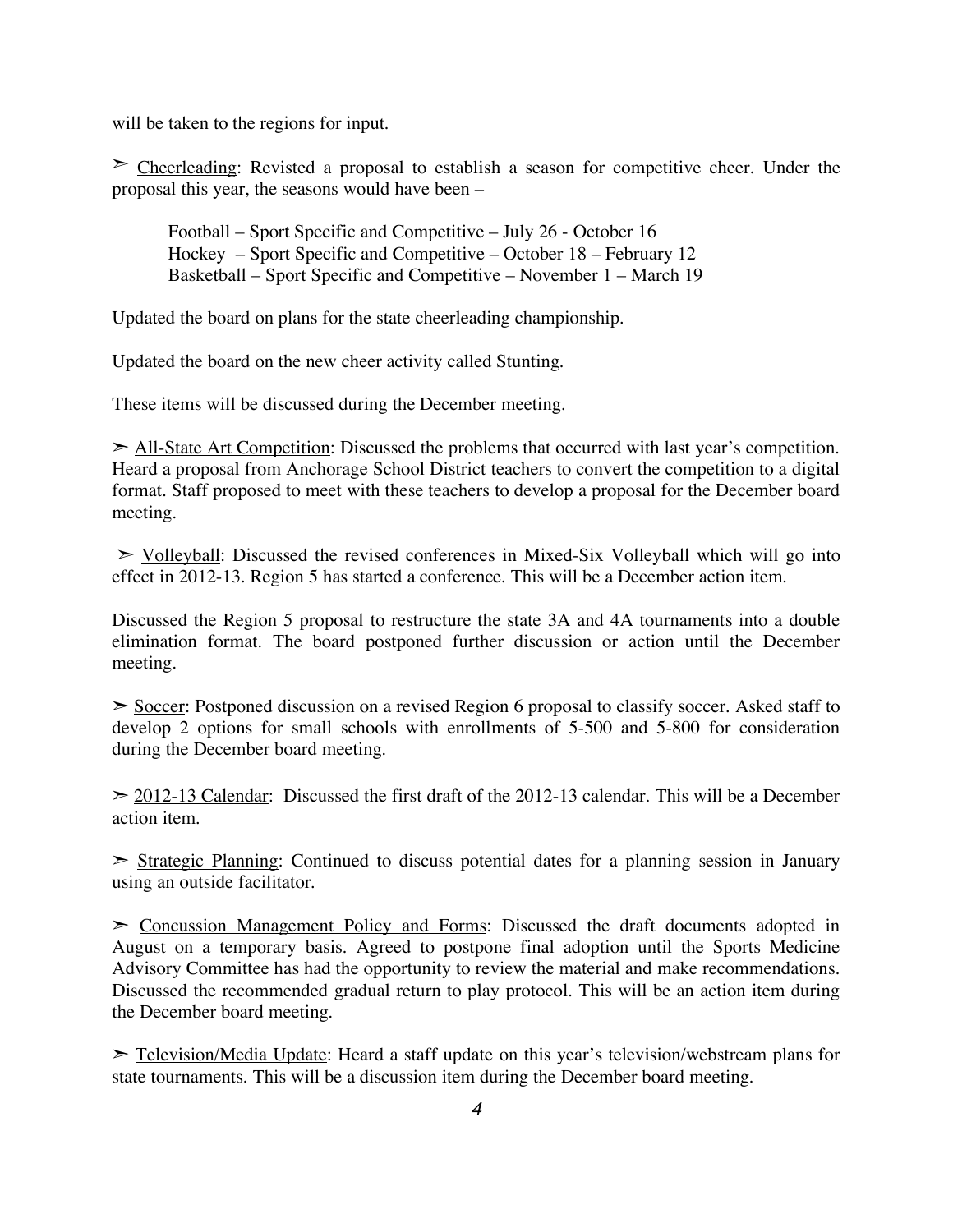will be taken to the regions for input.

➢ <u>Cheerleading</u>: Revisted a proposal to establish a season for competitive cheer. Under the proposal this year, the seasons would have been –

Football – Sport Specific and Competitive – July 26 - October 16
Hockey – Sport Specific and Competitive – October 18 – February 12
Basketball – Sport Specific and Competitive – November 1 – March 19

Updated the board on plans for the state cheerleading championship.

Updated the board on the new cheer activity called Stunting.

These items will be discussed during the December meeting.

➢ <u>All-State Art Competition</u>: Discussed the problems that occurred with last year's competition. Heard a proposal from Anchorage School District teachers to convert the competition to a digital format. Staff proposed to meet with these teachers to develop a proposal for the December board meeting.

➢ <u>Volleyball</u>: Discussed the revised conferences in Mixed-Six Volleyball which will go into effect in 2012-13. Region 5 has started a conference. This will be a December action item.

Discussed the Region 5 proposal to restructure the state 3A and 4A tournaments into a double elimination format. The board postponed further discussion or action until the December meeting.

➢ <u>Soccer</u>: Postponed discussion on a revised Region 6 proposal to classify soccer. Asked staff to develop 2 options for small schools with enrollments of 5-500 and 5-800 for consideration during the December board meeting.

➢ <u>2012-13 Calendar</u>: Discussed the first draft of the 2012-13 calendar. This will be a December action item.

➢ <u>Strategic Planning</u>: Continued to discuss potential dates for a planning session in January using an outside facilitator.

➢ <u>Concussion Management Policy and Forms</u>: Discussed the draft documents adopted in August on a temporary basis. Agreed to postpone final adoption until the Sports Medicine Advisory Committee has had the opportunity to review the material and make recommendations. Discussed the recommended gradual return to play protocol. This will be an action item during the December board meeting.

➢ <u>Television/Media Update</u>: Heard a staff update on this year's television/webstream plans for state tournaments. This will be a discussion item during the December board meeting.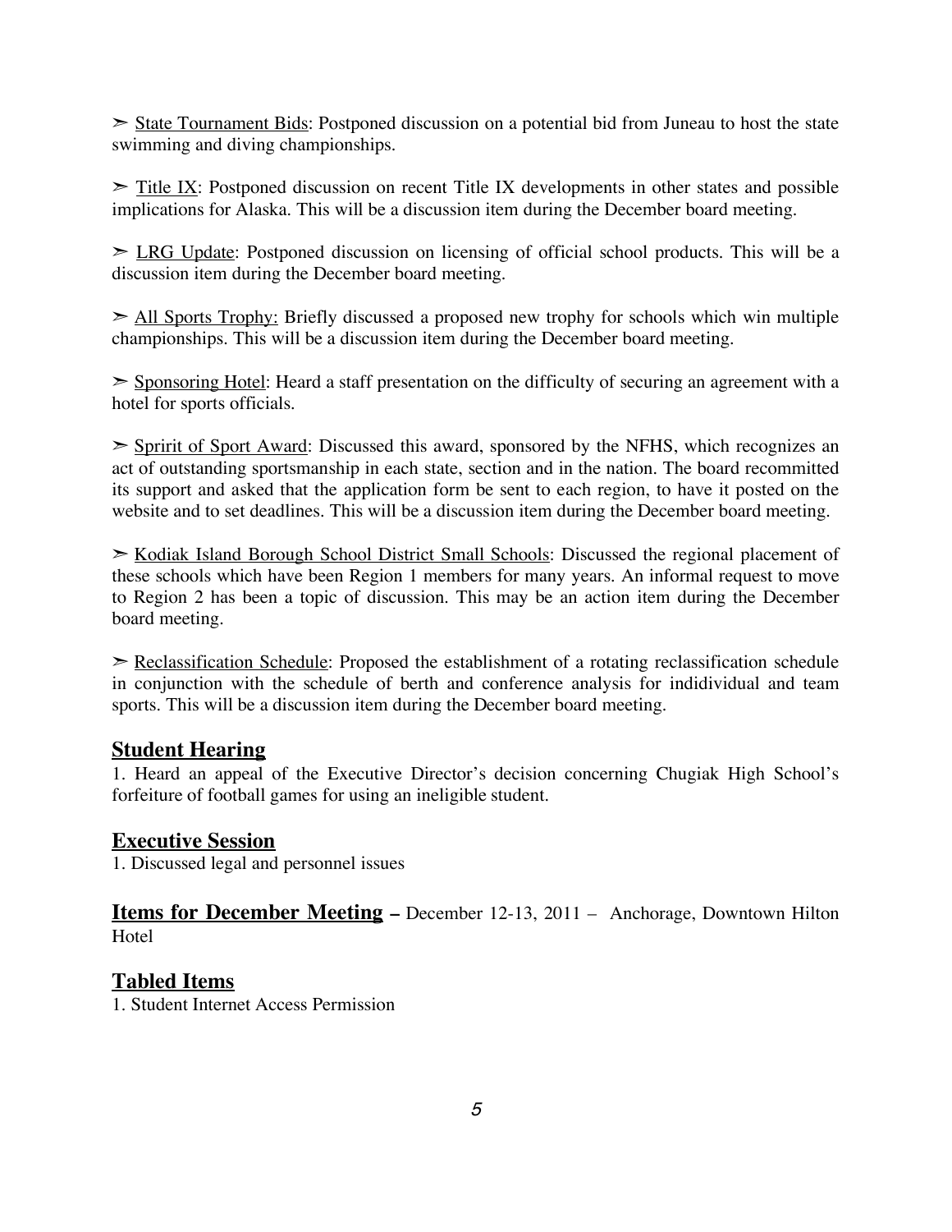➣ State Tournament Bids: Postponed discussion on a potential bid from Juneau to host the state swimming and diving championships.

➣ Title IX: Postponed discussion on recent Title IX developments in other states and possible implications for Alaska. This will be a discussion item during the December board meeting.

➣ LRG Update: Postponed discussion on licensing of official school products. This will be a discussion item during the December board meeting.

➣ All Sports Trophy: Briefly discussed a proposed new trophy for schools which win multiple championships. This will be a discussion item during the December board meeting.

➣ Sponsoring Hotel: Heard a staff presentation on the difficulty of securing an agreement with a hotel for sports officials.

➣ Spririt of Sport Award: Discussed this award, sponsored by the NFHS, which recognizes an act of outstanding sportsmanship in each state, section and in the nation. The board recommitted its support and asked that the application form be sent to each region, to have it posted on the website and to set deadlines. This will be a discussion item during the December board meeting.

➣ Kodiak Island Borough School District Small Schools: Discussed the regional placement of these schools which have been Region 1 members for many years. An informal request to move to Region 2 has been a topic of discussion. This may be an action item during the December board meeting.

➣ Reclassification Schedule: Proposed the establishment of a rotating reclassification schedule in conjunction with the schedule of berth and conference analysis for indidividual and team sports. This will be a discussion item during the December board meeting.

## Student Hearing

1. Heard an appeal of the Executive Director's decision concerning Chugiak High School's forfeiture of football games for using an ineligible student.

## Executive Session

1. Discussed legal and personnel issues

## Items for December Meeting – December 12-13, 2011 – Anchorage, Downtown Hilton Hotel

## Tabled Items

1. Student Internet Access Permission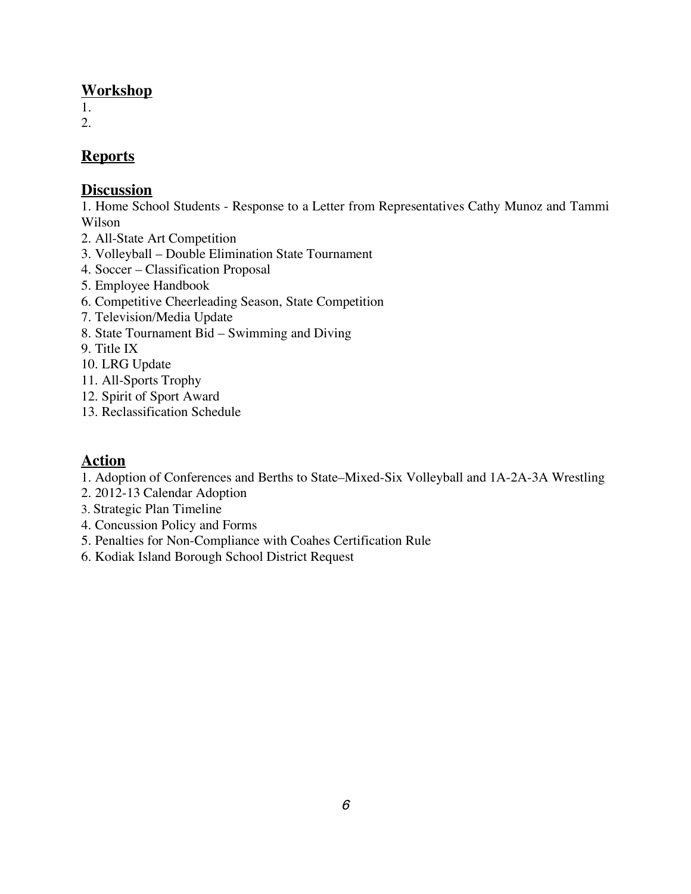## Workshop

1.
2.

## Reports

## Discussion

1. Home School Students - Response to a Letter from Representatives Cathy Munoz and Tammi Wilson
2. All-State Art Competition
3. Volleyball – Double Elimination State Tournament
4. Soccer – Classification Proposal
5. Employee Handbook
6. Competitive Cheerleading Season, State Competition
7. Television/Media Update
8. State Tournament Bid – Swimming and Diving
9. Title IX
10. LRG Update
11. All-Sports Trophy
12. Spirit of Sport Award
13. Reclassification Schedule

## Action

1. Adoption of Conferences and Berths to State–Mixed-Six Volleyball and 1A-2A-3A Wrestling
2. 2012-13 Calendar Adoption
3. Strategic Plan Timeline
4. Concussion Policy and Forms
5. Penalties for Non-Compliance with Coahes Certification Rule
6. Kodiak Island Borough School District Request